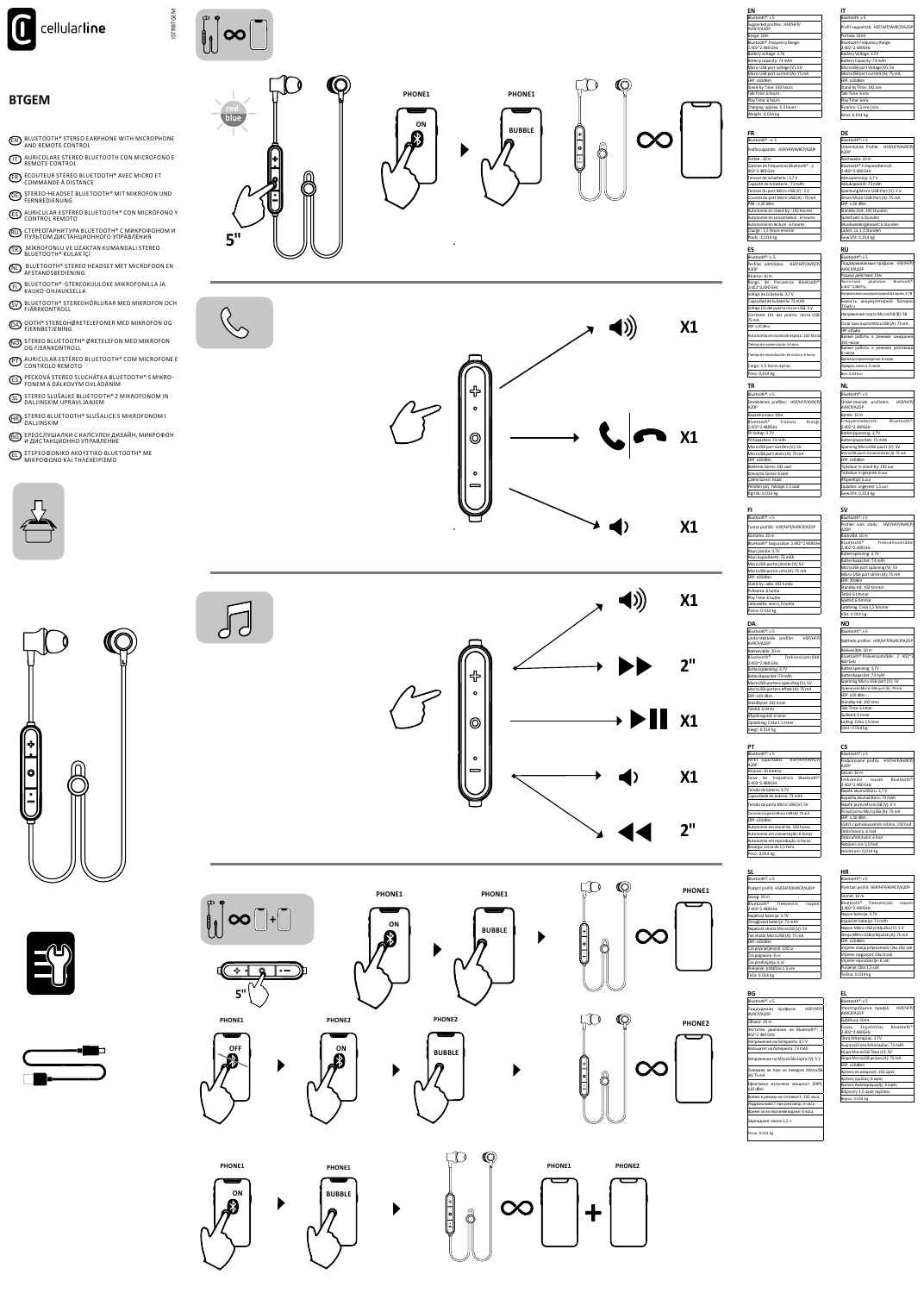cellularline

ISTRBTGEM

# BTGEM

EN BLUETOOTH® STEREO EARPHONE WITH MICROPHONE AND REMOTE CONTROL

IT AURICOLARE STEREO BLUETOOTH CON MICROFONO E REMOTE CONTROL

FR ÉCOUTEUR STÉRÉO BLUETOOTH® AVEC MICRO ET COMMANDE À DISTANCE

DE STEREO-HEADSET BLUETOOTH® MIT MIKROFON UND FERNBEDIENUNG

ES AURICULAR ESTÉREO BLUETOOTH® CON MICRÓFONO Y CONTROL REMOTO

RU СТЕРЕОГАРНИТУРА BLUETOOTH® С МИКРОФОНОМ И ПУЛЬТОМ ДИСТАНЦИОННОГО УПРАВЛЕНИЯ

TR MİKROFONLU VE UZAKTAN KUMANDALI STEREO BLUETOOTH® KULAK İÇİ

NL BLUETOOTH® STEREO HEADSET MET MICROFOON EN AFSTANDSBEDIENING

FI BLUETOOTH® -STEREOKUULOKE MIKROFONILLA JA KAUKO-OHJAUKSELLA

SV BLUETOOTH® STEREOHÖRLURAR MED MIKROFON OCH FJÄRRKONTROLL

DA OOTH® STEREOHØRETELEFONER MED MIKROFON OG FJERNBETJENING

NO STEREO BLUETOOTH® ØRETELEFON MED MIKROFON OG FJERNKONTROLL

PT AURICULAR ESTÉREO BLUETOOTH® COM MICROFONE E CONTROLO REMOTO

CS PECKOVÁ STEREO SLUCHÁTKA BLUETOOTH® S MIKRO-FONEM A DÁLKOVÝM OVLÁDÁNÍM

SL STEREO SLUŠALKE BLUETOOTH® Z MIKROFONOM IN DALJINSKIM UPRAVLJANJEM

HR STEREO BLUETOOTH® SLUŠALICE S MIKROFONOM I DALJINSKIM

BG ЕРЕОСЛУШАЛКИ С КАПСУЛЕН ДИЗАЙН, МИКРОФОН И ДИСТАНЦИОННО УПРАВЛЕНИЕ

EL ΣΤΕΡΕΟΦΩΝΙΚΟ ΑΚΟΥΣΤΙΚΟ BLUETOOTH® ΜΕ ΜΙΚΡΟΦΩΝΟ ΚΑΙ ΤΗΛΕΧΕΙΡΙΣΜΟ

red / blue — 5" — PHONE1 ON — PHONE1 BUBBLE

X1 — X1 — X1

X1 — 2" — X1 — X1 — 2"

PHONE1 ON — PHONE1 BUBBLE — PHONE1 — 5"

PHONE1 OFF — PHONE2 ON — PHONE2 BUBBLE — PHONE2

PHONE1 ON — PHONE1 BUBBLE — PHONE1 + PHONE2

## EN

| |
|---|
| Bluetooth®: v 5 |
| Supported profiles: HSP/HFP/AVRCP/A2DP |
| Range: 10m |
| Bluetooth® Frequency Range: 2.402~2.480GHz |
| Battery voltage: 3.7V |
| Battery capacity: 73 mAh |
| Micro-USB port voltage (V): 5V |
| Micro-USB port current (A): 75 mA |
| ERP: ≤20dBm |
| Stand-by Time: 192 hours |
| Talk Time: 6 hours |
| Play Time: 6 hours |
| Charging: approx. 1.5 hours |
| Weight: 0,014 kg |

## IT

| |
|---|
| Bluetooth: v 5 |
| Profili supportati: HSP/HFP/AVRCP/A2DP |
| Portata: 10mt |
| Bluetooth Frequency Range: 2.402~2.480GHz |
| Battery Voltage: 3.7V |
| Battery Capacity: 73 mAh |
| MicroUSB port Voltage (V): 5V |
| MicroUSB port current (A): 75 mA |
| ERP: ≤20dBm |
| Stand by Time: 192 ore |
| Talk Time: 6 ore |
| Play Time: 6ore |
| Ricarica: 1.5 ore circa |
| Peso: 0,014 kg |

## FR

| |
|---|
| Bluetooth®: v. 5 |
| Profils supportés : HSP/HFP/AVRCP/A2DP |
| Portée : 10 m |
| Gamme de fréquences Bluetooth® : 2.402~2.480 GHz |
| Tension de la batterie : 3,7 V |
| Capacité de la batterie : 73 mAh |
| Tension du port Micro USB (V) : 5 V |
| Courant du port Micro USB (A) : 75 mA |
| PAR : ≤ 20 dBm |
| Autonomie en stand-by : 192 heures |
| Autonomie en conversation : 6 heures |
| Autonomie en lecture : 6 heures |
| Charge : 1,5 heure environ |
| Poids : 0,014 kg |

## DE

| |
|---|
| Bluetooth®: v 5 |
| Unterstützte Profile: HSP/HFP/AVRCP/A2DP |
| Reichweite: 10 m |
| Bluetooth®-Frequenzbereich: 2.402~2.480 GHz |
| Akkuspannung: 3,7 V |
| Akkukapazität: 73 mAh |
| Spannung Micro-USB-Port (V): 5 V |
| Strom Micro-USB-Port (A): 75 mA |
| ERP: ≤ 20 dBm |
| Standby-Zeit: 192 Stunden |
| Sprechzeit: 6 Stunden |
| Musikwiedergabezeit: 6 Stunden |
| Laden: ca. 1,5 Stunden |
| Gewicht: 0,014 kg |

## ES

| |
|---|
| Bluetooth®: v 5 |
| Perfiles admitidos: HSP/HFP/AVRCP/A2DP |
| Alcance: 10 m |
| Rango de frecuencia Bluetooth®: 2,402~2,480 GHz |
| Voltaje de la batería: 3,7 V |
| Capacidad de la batería: 73 mAh |
| Voltaje (V) del puerto micro-USB: 5 V |
| Corriente (A) del puerto micro-USB: 75 mA |
| ERP: ≤20 dBm |
| Autonomía en modo de espera: 192 horas |
| Tiempo de conversación: 6 horas |
| Tiempo de reproducción de música: 6 horas |
| Carga: 1,5 horas aprox. |
| Peso: 0,014 kg |

## RU

| |
|---|
| Bluetooth®: v 5 |
| Поддерживаемые профили: HSP/HFP/AVRCP/A2DP |
| Радиус действия: 10м |
| Частотный диапазон Bluetooth®: 2.402~2.480ГГц |
| Напряжение аккумуляторной батареи: 3,7В |
| Емкость аккумуляторной батареи: 73 мА·ч |
| Напряжение порта MicroUSB (В): 5В |
| Сила тока порта MicroUSB (А): 75 мА |
| ERP: ≤20дБм |
| Время работы в режиме ожидания: 192 часов |
| Время работы в режиме разговора: 6 часов |
| Время воспроизведения: 6 часов |
| Зарядка: около 1,5 часа |
| Вес: 0,014 кг |

## TR

| |
|---|
| Bluetooth®: v 5 |
| Desteklenen profiller: HSP/HFP/AVRCP/A2DP |
| Kapsama alanı: 10m |
| Bluetooth® Frekans Aralığı: 2.402~2.480GHz |
| Pil Voltajı: 3.7V |
| Pil Kapasitesi: 73 mAh |
| MicroUSB port Gerilimi (V): 5V |
| MicroUSB port akımı (A): 75 mA |
| ERP: ≤20dBm |
| Bekleme Süresi: 192 saat |
| Konuşma Süresi: 6 saat |
| Çalma Süresi: 6saat |
| Yeniden şarj: Yaklaşık 1.5 saat |
| Ağırlık: 0,014 kg |

## NL

| |
|---|
| Bluetooth®: v 5 |
| Ondersteunde profielen: HSP/HFP/AVRCP/A2DP |
| Bereik: 10 m |
| Frequentiebereik Bluetooth®: 2.402~2.480GHz |
| Batterijspanning: 3,7V |
| Batterijcapaciteit: 73 mAh |
| Spanning MicroUSB-poort (V): 5V |
| MicroUSB-poort stroomsterkte (A): 75 mA |
| ERP: ≤20dBm |
| Tijdsduur in stand-by: 192 uur |
| Tijdsduur in gesprek: 6 uur |
| Afspeeltijd: 6 uur |
| Opladen: ongeveer 1,5 uur |
| Gewicht: 0,014 kg |

## FI

| |
|---|
| Bluetooth®: v 5 |
| Tuetut profiilit: HSP/HFP/AVRCP/A2DP |
| Kantama: 10 m |
| Bluetooth® taajuusalue: 2.402~2.480GHz |
| Akun jännite: 3.7V |
| Akun kapasiteetti: 73 mAh |
| MicroUSB-portin jännite (V): 5V |
| MicroUSB-portin virta (A): 75 mA |
| ERP: ≤20dBm |
| Stand-by -aika: 192 tuntia |
| Puheaika: 6 tuntia |
| Play Time: 6 tuntia |
| Lataaminen: noin 1,5 tuntia |
| Paino: 0,014 kg |

## SV

| |
|---|
| Bluetooth®: v 5 |
| Profiler som stöds: HSP/HFP/AVRCP/A2DP |
| Räckvidd: 10 m |
| Bluetooth® Frekvensområde: 2.402~2.480GHz |
| Batterispänning: 3.7V |
| Batterikapacitet: 73 mAh |
| MicroUSB-port spänning (V): 5V |
| Mikro-USB-port ström (A): 75 mA |
| ERP: 20dBm |
| Standby-tid: 192 timmar |
| Taltid: 6 timmar |
| Speltid: 6 timmar |
| Laddning: Cirka 1,5 timmar |
| Vikt: 0,014 kg |

## DA

| |
|---|
| Bluetooth®: v 5 |
| Understøttede profiler: HSP/HFP/AVRCP/A2DP |
| Rækkevidde: 10 m |
| Bluetooth® Frekvensområde: 2.402~2.480 GHz |
| Batterispænding: 3,7V |
| Batterikapacitet: 73 mAh |
| MicroUSB-portens spænding (V): 5V |
| MicroUSB-portens effekt (A): 75 mA |
| ERP: ≤20 dBm |
| Standbytid: 192 timer |
| Taletid: 6 timer |
| Afspilningstid: 6 timer |
| Opladning: Cirka 1,5 timer |
| Vægt: 0,014 kg |

## NO

| |
|---|
| Bluetooth®: v 5 |
| Støttede profiler: HSP/HFP/AVRCP/A2DP |
| Rekkevidde: 10 m |
| Bluetooth® frekvensområde: 2.402~2.480 GHz |
| Batterispenning: 3,7V |
| Batterikapasitet: 73 mAh |
| Spenning Micro USB-port (V): 5V |
| Strøm fra Micro USB-port (A): 75 mA |
| ERP: ≤20 dBm |
| Standby-tid: 192 timer |
| Talk-Time: 6 timer |
| Spilletid: 6 timer |
| Lading: Cirka 1,5 time |
| Vekt: 0,014 kg |

## PT

| |
|---|
| Bluetooth®: v 5 |
| Perfis suportados: HSP/HFP/AVRCP/A2DP |
| Alcance: 10 metros |
| Faixa de frequência Bluetooth®: 2.402~2.480GHz |
| Tensão da bateria: 3,7V |
| Capacidade da bateria: 73 mAh |
| Tensão da porta Micro USB (V): 5V |
| Corrente da porta Micro USB (A): 75 mA |
| ERP: ≤20dBm |
| Autonomia em stand-by: 192 horas |
| Autonomia em conversação: 6 horas |
| Autonomia em reprodução: 6 horas |
| Recarga: cerca de 1,5 hora |
| Peso: 0,014 kg |

## CS

| |
|---|
| Bluetooth®: v 5 |
| Podporované profily: HSP/HFP/AVRCP/A2DP |
| Dosah: 10 m |
| Frekvenční rozsah Bluetooth®: 2.402~2.480 GHz |
| Napětí akumulátoru: 3,7 V |
| Kapacita akumulátoru: 73 mAh |
| Napětí portu MicroUSB (V): 5 V |
| Proud portu MicroUSB (A): 75 mA |
| ERP: ≤ 20 dBm |
| Výdrž v pohotovostním režimu: 192 hod. |
| Doba hovoru: 6 hod. |
| Doba přehrávání: 6 hod. |
| Nabíjení: cca 1,5 hod. |
| Hmotnost: 0,014 kg |

## SL

| |
|---|
| Bluetooth®: v 5 |
| Podprti profili: HSP/HFP/AVRCP/A2DP |
| Doseg: 10 m |
| Bluetooth® frekvenčni razpon: 2.402~2.480GHz |
| Napetost baterije: 3,7V |
| Zmogljivost baterije: 73 mAh |
| Napetost vhoda MicroUSB (V): 5V |
| Tok vhoda MicroUSB (A): 75 mA |
| ERP: ≤20dBm |
| Čas pripravljenosti: 192 ur |
| Čas pogovora: 6 ur |
| Čas predvajanja: 6 ur |
| Polnjenje: približno 1,5 ure |
| Teža: 0,014 kg |

## HR

| |
|---|
| Bluetooth®: v 5 |
| Podržani profili: HSP/HFP/AVRCP/A2DP |
| Domet: 10 m |
| Bluetooth® frekvencijski raspon: 2.402~2.480GHz |
| Napon baterije: 3,7V |
| Kapacitet baterije: 73 mAh |
| Napon Micro USB priključka (V): 5 V |
| Struja Micro USB priključka (A): 75 mA |
| ERP: ≤20dBm |
| Vrijeme stanja pripravnosti: Oko 192 sati |
| Vrijeme razgovora: Oko 6 sati |
| Vrijeme reproduciranja: 6 sati |
| Punjenje: Oko 1,5 sati |
| Težina: 0,014 kg |

## BG

| |
|---|
| Bluetooth®: v 5 |
| Поддържани профили: HSP/HFP/AVRCP/A2DP |
| Обхват: 10 m |
| Честотен диапазон на Bluetooth®: 2.402~2.480 GHz |
| Напрежение на батерията: 3,7 V |
| Капацитет на батерията: 73 mAh |
| Напрежение на MicroUSB порта (V): 5 V |
| Големина на тока на входа на MicroUSB (A): 75 mA |
| Ефективна излъчена мощност (ERP): ≤20 dBm |
| Време в режим на готовност: 192 часа |
| Издръжливост при разговор: 6 часа |
| Време за възпроизвеждане: 6 часа |
| Зареждане: около 1,5 ч |
| Тегло: 0,014 kg |

## EL

| |
|---|
| Bluetooth®: v 5 |
| Υποστηριζόμενα προφίλ: HSP/HFP/AVRCP/A2DP |
| Εμβέλεια: 10mt |
| Εύρος Συχνότητας Bluetooth®: 2.402~2.480GHz |
| Τάση Μπαταρίας: 3.7V |
| Χωρητικότητα Μπαταρίας: 73 mAh |
| Θύρα MicroUSB Τάση (V): 5V |
| Θύρα MicroUSB ρεύμα (A): 75 mA |
| ERP: ≤20dBm |
| Χρόνος σε αναμονή: 192 ώρες |
| Χρόνος ομιλίας: 6 ώρες |
| Χρόνος Αναπαραγωγής: 6 ώρες |
| Φόρτιση: 1.5 ώρες περίπου |
| Βάρος: 0,014 kg |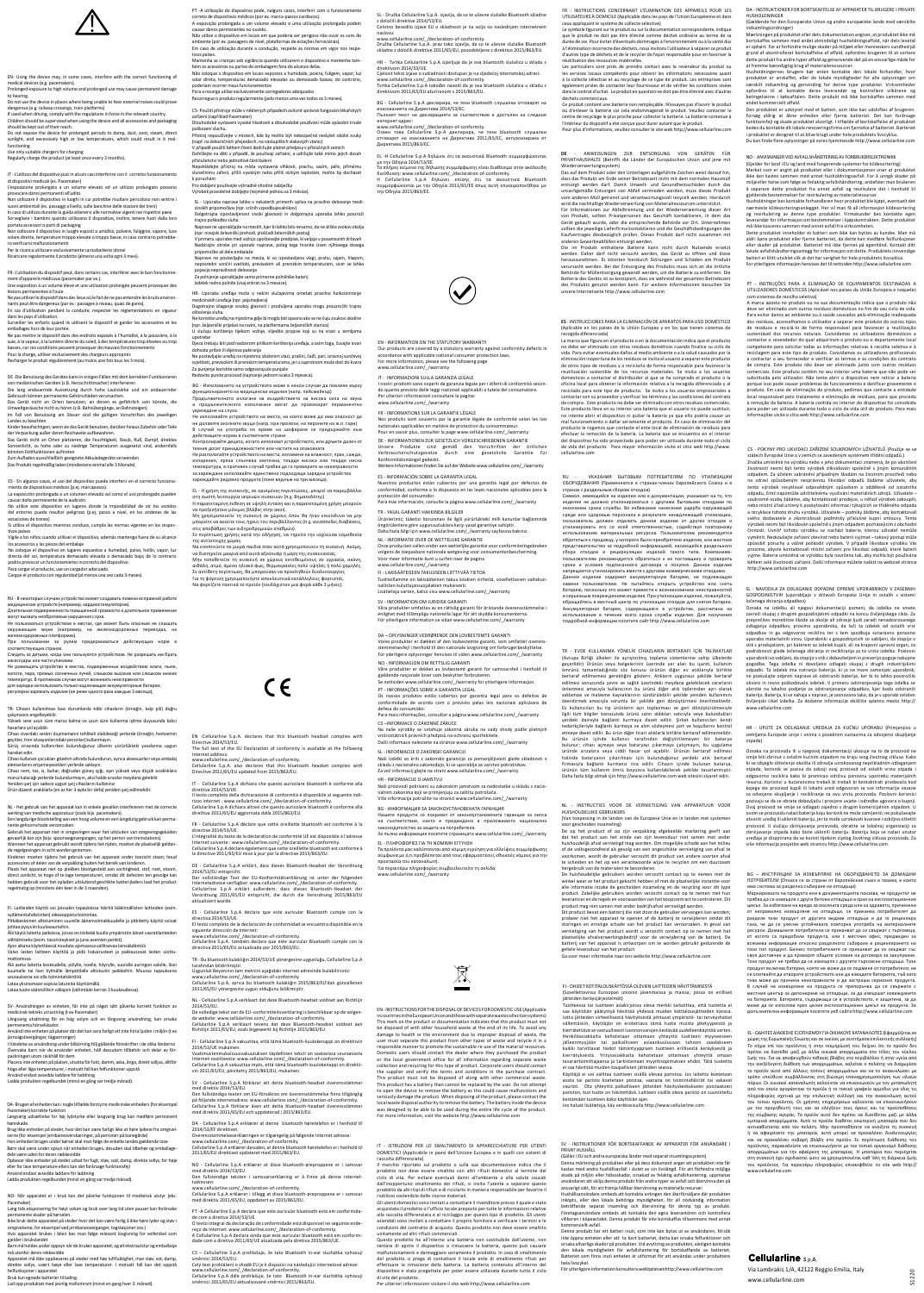EN- Using the device may, in some cases, interfere with the correct functioning of medical devices (e.g. pacemakers).
Prolonged exposure to high volume and prolonged use may cause permanent damage to hearing.
Do not use the device in places where being unable to hear external noises could prove dangerous (e.g. railway crossings, train platforms)
If used when driving, comply with the regulations in force in the relevant country.
Children should be supervised when using the device and all accessories and packaging should be kept out of their reach.
Do not expose the device to prolonged periods to damp, dust, soot, steam, direct sunlight, and excessively high or low temperatures, which could result in it malfunctioning.
Use only suitable chargers for charging.
Regularly charge the product (at least once every 3 months).

IT - L'utilizzo del dispositivo può in alcuni casi interferire con il corretto funzionamento di dispositivi medicali (es. Pacemaker)
L'esposizione prolungata a un volume elevato e un utilizzo prolungato possono provocare danni permanenti all'udito.
Non utilizzare il dispositivo in luoghi in cui potrebbe risultare pericoloso non sentire i suoni ambientali (es. passaggi a livello, sulle banchine delle stazioni dei treni)
In caso di utilizzo durante la guida attenersi alle normative vigenti nel rispettivo paese
Sorvegliare i bambini quando utilizzano il dispositivo, inoltre, tenere fuori dalla loro portata accessori e parti di packaging
Non collocare il dispositivo in luoghi esposti a umidità, polvere, fuliggine, vapore, luce solare diretta, temperature troppo elevate o troppo basse, in caso contrario potrebbe-ro verificarsi malfunzionamenti
Per la ricarica utilizzare esclusivamente caricabatterie idonei
Ricaricare regolarmente il prodotto (almeno una volta ogni 3 mesi).

FR - L'utilisation du dispositif peut, dans certains cas, interférer avec le bon fonctionnement d'appareils médicaux (pacemaker par ex.).
Une exposition à un volume élevé et une utilisation prolongée peuvent provoquer des lésions permanentes à l'ouïe.
Ne pas utiliser le dispositif dans des lieux où le fait de ne pas entendre les bruits environnants peut être dangereux (par ex : passages à niveau, quais de gares).
En cas d'utilisation pendant la conduite, respecter les réglementations en vigueur dans les pays d'utilisation.
Surveiller les enfants quand ils utilisent le dispositif et garder les accessoires et les emballages hors de leur portée.
Ne pas mettre le dispositif dans des endroits exposés à l'humidité, à la poussière, à la suie, à la vapeur, à la lumière directe du soleil, à des températures trop élevées ou trop basses, car ces conditions peuvent provoquer de mauvais fonctionnements.
Pour la charge, utiliser exclusivement des chargeurs appropriés.
Recharger le produit régulièrement (au moins une fois tous les 3 mois).

DE - Die Benutzung des Gerätes kann in einigen Fällen mit dem korrekten Funktionieren von medizinischen Geräten (z.B. Herzschrittmacher) interferieren
Die lang andauernde Aussetzung durch hohe Lautstärke und ein andauernder Gebrauch können permanente Gehörschäden verursachen.
Das Gerät nicht an Orten benutzen, an denen es gefährlich sein könnte, die Umgebungsgeräusche nicht zu hören (z.B. Bahnübergänge, an Bahnsteigen)
Im Fall von Benutzung am Steuer sind die gültigen Vorschriften des jeweiligen Landes zu beachten
Kinder beaufsichtigen, wenn sie das Gerät benutzen, darüber hinaus Zubehör oder Teile der Verpackung außer deren Reichweite aufbewahren.
Das Gerät nicht an Orten platzieren, die Feuchtigkeit, Staub, Ruß, Dampf, direktes Sonnenlicht, zu hohe oder zu niedrige Temperaturen ausgesetzt sind, andernfalls könnten Fehlfunktionen auftreten
Zum Aufladen ausschließlich geeignete Akkuladegeräte verwenden
Das Produkt regelmäßig laden (mindestens einmal alle 3 Monate).

ES - En algunos casos, el uso del dispositivo puede interferir en el correcto funcionamiento de dispositivos médicos (p.ej. marcapasos).
La exposición prolongada a un volumen elevado así como el uso prolongado pueden causar daño permanente en la audición.
No utilice este dispositivo en lugares donde la imposibilidad de oír los sonidos del entorno pueda resultar peligroso (p.ej. pasos a nivel, en los andenes de las estaciones de trenes)
Si utiliza el dispositivo mientras conduce, cumpla las normas vigentes en los respectivos países
Vigile a los niños cuando utilizan el dispositivo, además mantenga fuera de su alcance los accesorios y las piezas del embalaje
No coloque el dispositivo en lugares expuestos a humedad, polvo, hollín, vapor, luz directa del sol, temperaturas demasiado elevadas o demasiado bajas; de lo contrario podría provocar un funcionamiento incorrecto del dispositivo
Cargue el producto, use un cargador adecuado.
Cargue el producto con regularidad (al menos una vez cada 3 meses).

RU - В некоторых случаях устройство может создавать помехи исправной работе медицинских устройств (например, кардиостимуляторов).
Длительная подверженность повышенной громкости и длительное применение могут вызвать необратимые нарушения слуха.
Не пользуйтесь устройством в местах, где может быть опасным не слышать окружающие звуки (например, на железнодорожных переездах, на железнодорожных платформах).
При пользовании за рулем придерживайтесь действующих норм в соответствующих странах.
Следите за детьми, когда они пользуются устройством. Не разрешайте им брать аксессуары или части упаковки.
Не размещайте устройство в местах, подверженных воздействию влаги, пыли, копоти, пара, прямых солнечных лучей, слишком высоких или слишком низких температур. В противном случае могут возникнуть неисправности
для зарядки используйте только подходящие аккумуляторные батареи;
регулярно заряжайте изделие (не реже одного раза каждые 3 месяца).

TR- Cihazın kullanılması bazı durumlarda tıbbi cihazların (örneğin, kalp pili) doğru çalışmasını engelleyebilir.
Yüksek sese uzun süre maruz kalma ve uzun süre kullanma işitme duyusunda kalıcı hasarlara yol açabilir.
Cihazı civardaki sesleri duyamamanın tehlikeli olabileceği yerlerde (örneğin, hemzemin geçitler, tren istasyonlarındaki peronlar) kullanmayın.
Sürüş sırasında kullanılırken bulunduğunuz ülkenin yürürlükteki yasalarına uygun hareket edin.
Cihazı kullanan çocuklar gözetim altında bulundurun, ayrıca aksesuarları veya ambalaj elemanlarını erişemeyecekleri yerlerde saklayın.
Cihazı nem, toz, is, buhar, doğrudan güneş ışığı, aşırı yüksek veya düşük sıcaklıklara maruz kalacağı yerlerde bulundurmayın, aksi halde arızalar meydana gelebilir
Yeniden şarj için sadece uygun şarj cihazları kullanın
Ürün düzenli aralıklarla (en az her 3 ayda bir defa) yeniden şarj edilmelidir.

NL - Het gebruik van het apparaat kan in enkele gevallen interfereren met de correcte werking van medische apparatuur (bijvb bijv. pacemakers).
Een langdurige blootstelling aan een hoog volume en een langdurig gebruik kan permanente gehoorschade veroorzaken.
Gebruik het apparaat niet in omgevingen waar het uitsluiten van omgevingsgeluiden gevaarlijk kan zijn (bijv. spoorwegovergangen, op het perron van treinstations).
Wanneer het apparaat gebruikt wordt tijdens het rijden, moeten de plaatselijk geldende regelgevingen in acht worden genomen.
Kinderen moeten tijdens het gebruik van het apparaat onder toezicht staan; houd accessoires of delen van de verpakking buiten het bereik van kinderen.
Plaats het apparaat niet op plekken blootgesteld aan vochtigheid, stof, roet, stoom, direct zonlicht, te hoge of te lage temperaturen, omdat dit defecten ten gevolge kan hebben gebruik voor het opladen uitsluitend geschikte batterijladers laad het product regelmatig op (minstens één keer in de 3 maanden).

FI- Laitteiden käyttö voi joissakin tapauksissa häiritä lääkinnällisten laitteiden (esim. sydämentahdistimet) oikeaoppista toimintaa.
Pitkäkestoinen altistuminen suurelle äänenvoimakkuudelle ja pitkäkestoinen käyttö voivat johtaa pysyviin kuulovaurioihin.
Älä käytä laitetta paikoissa, joissa on tärkeää kuulla ympäröivät äänet (esimerkiksi tasoristeykset, junien pysähtyessä ja juna-asemien penkit).
Ajon aikana käytettäessä noudata ajomaassa voimassa olevia lakisääteisiä määräyksiä.
Valvo lasten laitteen käyttöä ja pidä lisävarusteet ja pakkausosat lasten ulottumattomissa.
Älä aseta laitetta kosteudelle, pölylle, noelle, höyrylle, suoralle auringon valolle, liian kuumalle tai liian kylmälle lämpötilalle alttiisiin paikkoihin. Muussa tapauksessa seurauksena voi olla toimintahäiriöitä.
Lataa yksinomaan sopivia laturia käyttämällä
Lataa tuote säännöllisin väliajoin (vähintään kerran 3 kuukaudessa).

SV- Användningen av enheten, för det i något sätt påverka korrekt funktion av medicinteknisk utrustning (ex. Pacemaker).
Långvarig utsättning för en hög volym och en långvarig användning, kan orsaka permanenta hörselskador.
Använd inte enheten på platser där det kan vara farligt att inte höra ljuden i miljön (t.ex järnvägskorsningar, tågperronger).
I händelse av användning under bilkörning följ gällande föreskrifter i de olika länderna
Övervaka barn när de använder enheten, håll dessutom tillbehör och delar av förpackningen utom räckhåll för dem
Placera inte enheten på platser, utsatta för fukt, damm, sota, ånga, direkt solljus, alltför höga eller låga temperaturer, i motsatt fall kan felfunktioner uppstå.
Använd endast avsedda laddare för laddning
Ladda produkten regelbundet (minst en gång var tredje månad).

DA- Brugen af enheden kan i nogle tilfælde forstyrre medicinske enheder (for eksempel Pacemaker) korrekte funktion
Langvarig udsættelse for høj lydstyrke eller langvarig brug kan medføre permanent høreskade.
Brug ikke enheden på steder, hvor det kan være farligt ikke at høre lyden fra omgivelserne (for eksempel jernbaneoverskæringer, på perroner på banegårde)
Hvis enheden bruges under kørsel skal man følge de relevante landes gældende love
Børn skal være under opsyn når enheden bruges, desuden skal tilbehør og emballagedele være uden for deres rækkevidde
Opbevar ikke enheden på steder udsat for fugt, støv, sod, damp, direkte sollys, for høje eller for lave temperaturer, ellers kan der forekomme fejlfunktioner
Anvend endast avsedda laddare för laddning
Ladda produkten regelbundet (minst en gång var tredje månad).

NO - Når apparatet er i bruk kan det påvirke funksjonen til medisinsk utstyr (eks. Pacemaker)
Lang tids eksponering for høyt volum og bruk over lang tid kan påvirke funksjonen permanent skade på hørselen.
Ikke bruk dette apparatet på steder hvor det kan være farlig å ikke høre lyder og støy i omgivelsene, for eksempel ved jernbaneovergangen, togplattformer (m.v.).
Hvis apparatet brukes i bilen bes man følge relevant lovgivning for vedkomme land gjelder i landet.
Barn må holdes under oppsyn når de bruker apparatet, og alt ekstrautstyr og emballasje må utenfor deres rekkevidde
Apparatet må ikke oppbevares på steder med høy luftfuktighet, mye støv, sot, damp, direkte sollys, med høye eller lave temperaturer. I motsatt fall kan det oppstå feilfunksjoner i apparatet
Bruk kun egnede batteriet tilladning.
Lad opp produktet med jevnlig mellomrom (minst en gang hver 3. måned).

PT - A utilização do dispositivo pode, nalguns casos, interferir com o funcionamento correto de dispositivos médicos (por ex. marca-passos cardíacos).
A exposição prolongada a um volume elevado e uma utilização prolongada podem causar danos permanentes no ouvido.
Não utilize o dispositivo em locais em que poderia ser perigoso não ouvir os sons do ambiente (por ex. passagens de nível, plataformas de estações ferroviárias).
Em caso de utilização durante a condução, respeite as normas em vigor nos respetivos países.
Mantenha as crianças sob vigilância quando utilizarem o dispositivo e mantenha também os acessórios e as partes da embalagem fora do alcance deles.
Não coloque o dispositivo em locais expostos a humidade, poeira, fuligem, vapor, luz solar direta, temperaturas demasiado elevadas ou demasiado baixas; do contrário, poderiam ocorrer mau funcionamentos
Para a recarga utilize exclusivamente carregadores adequados
Recarregue o produto regularmente (pelo menos uma vez todos os 3 meses).

CS- Použití přístroje může v některých případech ovlivnit správné fungování lékařských zařízení (například Pacemaker)
Dlouhodobé vystavení vysoké hlasitosti a dlouhodobé používání může způsobit trvalé poškození sluchu.
Přístroj nepoužívejte v místech, kde by mohlo být nebezpečné neslyšet okolní zvuky (např. na železničních přejezdech, na nástupištích vlakových stanic)
V případě použití během řízení dodržujte platné předpisy v příslušných zemích
Dohlížejte na děti v případě, že používají zařízení, a taktéž také mimo jejich dosah příslušenství nebo jednotlivé části balení
Nepokládejte přístroj na místa vystavená vlhkosti, prachu, sazím, páře, přímému slunečnímu záření, příliš vysokým nebo příliš nízkým teplotám, mohlo by dochávět k poruchám
Pro dobíjení používejte výhradně vhodné nabíječky
Výrobek pravidelně dobíjejte (nejméně jednou za 3 měsíce).

SL - Uporaba naprave lahko v nekaterih primerih vpliva na pravilno delovanje medicinskih pripomočkov (npr. srčnih spodbujevalnikov)
Dolgotrajna izpostavljenost visoki glasnosti in dolgotrajna uporaba lahko povzroči trajno poškodbo sluha.
Naprave ne uporabljajte na mestih, kjer bi lahko bilo nevarno, da ne slišite zvokov okolja (npr. nivojski železniški prehodi, ploščadi železniških postaj)
V primeru uporabe med vožnjo upoštevajte predpise, ki veljajo v posameznih državah
Nadzirajte otroke pri uporabi naprave, poleg tega hranite izven njihovega dosega pripomočke ali dele embalaže
Naprave ne postavljajte na mesta, ki so izpostavljena vlagi, prahu, sajam, hlapom, neposredni sončni svetlobi, previsokim ali prenizkim temperaturam, sicer se lahko pojavijo nepravilnosti delovanja
Za polnjenje uporabljajte samo primerne polnilnike baterij
Izdelek redno polnite (vsaj enkrat na 3 mesece).

HR- Uporaba uređaja može u nekim slučajevima ometati pravilno funkcioniranje medicinskih uređaja (npr. pejsmejkera)
Dugotrajno izlaganje visokoj glasnoći i produljena uporaba mogu prouzročiti trajno oštećenje sluha.
Ne koristite uređaj na mjestima gdje bi moglo biti opasno ako se ne čuju zvukovi okoline (npr. željeznički prijelazi na razini, na platformama željezničkih stanica)
U slučaju korištenja tijekom vožnje, slijedite propise koji su na snazi u pojedinoj zemlji
Djeca trebaju biti pod nadzorom prilikom korištenja uređaja, a osim toga, čuvajte izvan dohvata pribor ili dijelove pakiranja
Ne postavljajte uređaj na mjestima izloženim vlazi, prašini, čađi, pari, izravnoj sunčevoj svjetlosti, previsokim ili preniskim temperaturama, jer u suprotnom može doći do kvara
Za punjenje koristite samo odgovarajuće punjače
Redovito punite proizvod (najmanje jednom svaka 3 mjeseca).

BG - Използването на устройството може в някои случаи да попречи на правилното функциониране на медицински изделия (напр. пейсмейкъри)
Продължителното излагане на въздействието на висока сила на звука и продължителното използване могат да предизвикат перманентно увреждане на слуха.
Не използвайте устройството на места, на които може да има опасност да не доловите околните звуци (напр. прелези, на пероните на ж.п. гари)
В случай на употреба по време на шофиране се придържайте към действащите норми в съответната държава
Контролирайте децата, когато използват устройството, или дръжте далеч от техния достигаксесоарите или частите на опаковката
Не разполагайте устройството на места, изложени на влажност, прах, сажди, изпарения, пряка слънчева светлина, твърде високи или твърде ниски температури, в противен случай трябва да го проверите за неизправности
за зареждане използвайте единствено подходящи зарядни устройства
зареждайте редовно продукта (поне веднъж на три месеца).

EL - Η χρήση της συσκευής, σε ορισμένες περιπτώσεις, μπορεί να παρεμβάλλει στη σωστή λειτουργία ιατρικών συσκευών (π.χ. Βηματοδότης)
Η παρατεταμένη έκθεση σε υψηλή ένταση και η παρατεταμένη χρήση μπορούν να προξενήσουν μόνιμες βλάβες στην ακοή.
Μη χρησιμοποιείτε τη συσκευή σε χώρους όπου θα ήταν επικίνδυνο να μην μπορείτε να ακούτε τους ήχους του περιβάλλοντος (π.χ. ισόπεδες διαβάσεις, στις αποβάθρες των σιδηροδρομικών σταθμών)
Σε περίπτωση χρήσης κατά την οδήγηση, να τηρείτε την ισχύουσα νομοθεσία της αντίστοιχης χώρας
Να επιτηρείτε τα μικρά παιδιά όταν κατά χρησιμοποιούν τη συσκευή. Ακόμη, να διατηρείτε μακριά από αυτά αξεσουάρ ή μέρη της συσκευασίας
Μην τοποθετείτε τη συσκευή σε χώρους εκτεθειμένους σε υγρασία, σκόνη, αιθάλη, ατμό, άμεσο ηλιακό φως, θερμοκρασίες πολύ υψηλές ή πολύ χαμηλές. Σε αντίθετη περίπτωση, θα μπορούσαν να προκληθούν δυσλειτουργίες
Για τη φόρτιση χρησιμοποιείτε αποκλειστικά κατάλληλους φορτιστές
Να φορτίζετε τακτικά το προϊόν (τουλάχιστον μια φορά κάθε 3 μήνες).

CE

EN - Cellularline declares that this bluetooth headset complies with Directive 2014/53/EU.
The full text of the EU Declaration of conformity is available at the following internet address:
www.cellularline.com/_/declaration-of-conformity.
Cellularline S.p.A. also declares that this bluetooth headset complies with Directive 2011/65/EU updated from 2015/863/EU.

IT - Cellularline S.p.A dichiara che questo auricolare bluetooth è conforme alla direttiva 2014/53/UE.
Il testo completo della dichiarazione di conformità è disponibile al seguente indirizzo internet: www.cellularline.com/_/declaration-of-conformity.
Cellularline S.p.A dichiara altresì che questo auricolare bluetooth è conforme alla direttiva 2011/65/EU aggiornata dalla 2015/863/EU.

FR - Cellularline S.p.A déclare que cette oreillette bluetooth est conforme à la directive 2014/53/UE.
L'intégralité du texte de la déclaration de conformité UE est disponible à l'adresse Internet suivante : www.cellularline.com/_/declaration-of-conformity.
Cellularline S.p.A déclare également que cette oreillette bluetooth est conforme à la directive 2011/65/UE mise à jour par la directive 2015/863/EU.

DE - Cellularline S.p.A erklärt, dass dieses Bluetooth-Headset der Verordnung 2014/53/EU entspricht.
Der vollständige Text der EU-Konformitätserklärung ist unter der folgenden Internetadresse verfügbar: www.cellularline.com/_/declaration-of-conformity.
Cellularline S.p.A erklärt außerdem, dass dieses Bluetooth-Headset der Verordnung 2011/65/EU entspricht, die durch die Verordnung 2015/863/EU aktualisiert wurde.

ES - Cellularline S.p.A declara que este auricular Bluetooth cumple con la directiva 2014/53/UE.
El texto completo de la declaración de conformidad se encuentra disponible en la siguiente dirección de Internet:
www.cellularline.com/_/declaration-of-conformity.
Cellularline S.p.A. también declara que este auricular Bluetooth cumple con la directiva 2011/65/EU actualizada por 2015/863/EU.

TR- Bu bluetooth kulaklığın 2014/53/UE yönergesine uygunluğu, Cellularline S.p.A tarafından bildirilmiştir.
Uygunluk Beyanının tam metnini aşağıdaki internet adresinde bulabilirsiniz:
www.cellularline.com/_/declaration-of-conformity.
Cellularline S.p.A, ayrıca bu bluetooth kulaklığın 2015/863/EU'dan güncellenen 2011/65/EU yönergesine uygun olduğunu bildirmiştir.

NL - Cellularline S.p.A verklaart dat deze Bluetooth headset voldoet aan Richtlijn 2014/53/EU.
De volledige tekst van de EU-conformiteitsverklaring is beschikbaar op de volgende website: www.cellularline.com/_/declaration-of-conformity.
Cellularline S.p.A verklaart tevens dat deze Bluetooth-headset voldoet aan Richtlijn 2011/65/EU, zoals bijgewerkt bij Richtlijn 2015/863/EU.

FI - Cellularline S.p.A vakuuttaa, että tämä bluetooth-kuulokemappi on direktiivin 2014/53/EU mukainen.
Vaatimustenmukaisuusvakuutuksen täydellinen teksti on saatavissa seuraavasta Internet-osoitteesta www.cellularline.com/_/declaration-of-conformity.
Cellularline S.p.A vakuuttaa myös, että tämä bluetooth-kuulokemappi on direktiivin 2011/65/EU, päivitetty 2015/863/EU, mukainen.

SV - Cellularline S.p.A förklarar att detta bluetooth-headset överensstämmer med direktiv 2014/53/EU.
Den fullständiga texten om EU-försäkran om överensstämmelse finns tillgänglig på följande internetadress: www.cellularline.com/_/declaration-of-conformity.
Cellularline S.p.A förklarar även att detta bluetooth-headset överensstämmer med direktiv 2011/65/EU och uppdaterat i 2015/863/EU.

DA - Cellularline S.p.A erklærer at denne Bluetooth høretelefon er i henhold til 2014/53/EF direktivet.
Overensstemmelseserklæringen er tilgængelig på følgende Internet adresse:
www.cellularline.com/_/declaration-of-conformity.
Cellularline S.p.A erklærer desuden, at denne bluetooth høretelefon er i henhold til 2011/65/EU direktivet opdateret med 2015/863/EU.

NO - Cellularline S.p.A erklærer at dette bluetooth-øreproppene er i samsvar med direktiv 2014/53/EU.
Den fullstendige teksten i samsvarserklæring er å finne på denne internettadressen:
www.cellularline.com/_/declaration-of-conformity.
Cellularline S.p.A erklærer i tillegg at disse bluetooth-øreproppene er i samsvar med direktiv 2011/65/EU, oppdatert av 2015/863/EU.

PT - Cellularline S.p.A declara que este auricular bluetooth está em conformidade com a diretiva 2014/53/UE.
O texto integral da declaração de conformidade está disponível no seguinte endereço de Internet: www.cellularline.com/_/declaration-of-conformity.
A Cellularline S.p.A declara ainda que este auricular bluetooth está em conformidade com a diretiva 2011/65/UE atualizada pela diretiva 2015/863/EU.

CS - Cellularline S.p.A prohlašuje, že tato Bluetooth in-ear sluchátka vyhovují směrnici 2014/53/EU.
Celý text prohlášení o shodě EU je k dispozici na následující internetové adrese: www.cellularline.com/_/declaration-of-conformity.
Cellularline S.p.A dále prohlašuje, že tato Bluetooth in-ear sluchátka vyhovují směrnici 2011/65/EU aktualizované směrnicí 2015/863/EU.

SL - Družba Cellularline S.p.A. izjavlja, da so te slušalke Bluetooth skladne z določili direktive 2014/53/EU.
Celotno besedilo izjave EU o skladnosti je na voljo na naslednjem internetnem naslovu:
www.cellularline.com/_/declaration-of-conformity.
Družba Cellularline S.p.A. prav tako izjavlja, da so te ušesne slušalke Bluetooth skladne z določili direktive 2011/65/EU, posodobljene z direktivo 2015/863/EU.

HR - Tvrtka Cellularline S.p.A izjavljuje da je ova bluetooth slušalica u skladu s direktivom 2014/53/UE.
Cjeloviti tekst izjave o sukladnosti dostupan je na sljedećoj internetskoj adresi:
www.cellularline.com/_/declaration-of-conformity.
Tvrtka Cellularline S.p.A također navodi da je ova bluetooth slušalica u skladu s direktivom 2011/65/EU ažuriranom s 2015/863/EU.

BG - Cellularline S.p.A декларира, че тези безжични слушалки отговарят на изискванията на Директива 2014/53/ЕС.
Пълният текст на декларацията за съответствие е достъпен на следния интернет адрес:
www.cellularline.com/_/declaration-of-conformity.
Освен това Cellularline S.p.A декларира, че тези bluetooth слушалки отговарят на изискванията на Директива 2011/65/ЕС, актуализирана от Директива 2015/863/ЕС.

EL - H Cellularline S.p.A δηλώνει ότι τα ακουστικά Bluetooth συμμορφώνονται με την Οδηγία 2014/53/ΕΕ.
Το πλήρες κείμενο της δήλωσης συμμόρφωσης είναι διαθέσιμο στην ακόλουθη διεύθυνση: www.cellularline.com/_/declaration-of-conformity.
Η Cellularline S.p.A δηλώνει επίσης ότι τα ακουστικά Bluetooth συμμορφώνονται με την Οδηγία 2011/65/ΕΕ όπως αυτή επικαιροποιήθηκε με την Οδηγία 2015/863/ΕΕ.

EN - INFORMATION ON THE STATUTORY WARRANTY
Our products are covered by a statutory warranty against conformity defects in accordance with applicable national consumer protection laws.
For more information, please see the following page
www.cellularline.com/_/warranty

IT - INFORMAZIONI SULLA GARANZIA LEGALE
I nostri prodotti sono coperti da garanzia legale per i difetti di conformità secondo quanto previsto dalle leggi nazionali applicabili a tutela del consumatore.
Per ulteriori informazioni consultare la pagina:
www.cellularline.com/_/warranty

FR - INFORMATIONS SUR LA GARANTIE LÉGALE
Nos produits sont couverts par la garantie légale de conformité selon les lois nationales applicables en matière de protection du consommateur.
Pour en savoir plus, consulter la page www.cellularline.com/_/warranty

DE - INFORMATIONEN ZUR GESETZLICHEN VORGESCHRIEBENEN GARANTIE
Unsere Produkte sind gemäß den Vorschriften der örtlichen Verbraucherschutzgesetze durch eine gesetzliche Garantie für Konformitätsmängel gedeckt.
Weitere Informationen finden Sie auf der Website www.cellularline.com/_/warranty

ES - INFORMACIÓN SOBRE LA GARANTÍA LEGAL
Nuestros productos están cubiertos por una garantía legal por defectos de conformidad, conforme a lo dispuesto en las leyes nacionales aplicables para la protección del consumidor.
Para más información, consulte la página www.cellularline.com/_/warranty

TR - YASAL GARANTİ HAKKINDA BİLGİLER
Ürünlerimiz; tüketici korunması ile ilgili yürürlükteki milli kanunlar bağlamında öngörülenlere göre uygunsuzluklara karşı yasal garantiye sahiptir.
Daha fazla bilgi için www.cellularline.com/_/warranty sayfasına bakınız.

NL - INFORMATIE OVER DE WETTELIJKE GARANTIE
Onze producten vallen onder een wettelijke garantie voor conformiteitsgebreken volgens de toepasbare nationale wetgeving voor consumentenbescherming.
Voor meer informatie kunt u onder naar de pagina
www.cellularline.com/_/warranty

FI - LAKISÄÄTEISEEN TAKUUSEEN LIITTYVÄÄ TIETOA
Tuotteillamme on lakisääteinen takuu koskien virheitä, sovellettavien valtakunnallisten kuluttajansuojalakien mukaisesti.
Lisätietoja varten, katso sivu www.cellularline.com/_/warranty

SV - INFORMATION OM LAGSTADGAD GARANTI
Våra produkter omfattas av en rättslig garanti för bristande överensstämmelse i enlighet med tillämpliga nationella lagar för att skydda konsumenterna.
För ytterligare information se sidan www.cellularline.com/_/warranty

DA - OPLYSNINGER VEDRØRENDE DEN LOVBESTEMTE GARANTI
Vores produkter er dækket af den lovbestemte garanti, som omfatter overensstemmelsesfejl i henhold til den nationale lovgivning om forbrugerbeskyttelse.
For yderligere oplysninger henvises til siden www.cellularline.com/_/warranty

NO - INFORMASJON OM RETTSLIG GARANTI
Våre produkter er dekket av lovbestemt garanti for samsvarsfeil i henhold til gjeldende nasjonale lover som beskytter forbrukeren.
Se nettsiden www.cellularline.com/_/warranty for ytterligere informasjon.

PT - INFORMAÇÕES SOBRE A GARANTIA LEGAL
Os nossos produtos estão cobertos por garantia legal para os defeitos de conformidade de acordo com o previsto pelas leis nacionais aplicáveis de defesa do consumidor.
Para mais informações, consultar a página www.cellularline.com/_/warranty

CS - INFORMACE O ZÁRUKNÍ ZÁRUCE
Na naše výrobky se vztahuje zákonná záruka na vady shody podle platných vnitrostátních právních předpisů na ochranu spotřebitele.
Další informace naleznete na stránce www.cellularline.com/_/warranty

SL - INFORMACIJE O ZAKONSKI GARANCIJI
Naši izdelki so krti z zakonsko garancijo za pomanjkljivosti glede skladnosti v skladu z nacionalno zakonodajo, ki se uporablja za varstvo potrošnikov.
Za več informacij glejte na strani www.cellularline.com/_/warranty

HR - INFORMACIJE O JAMSTVU
Naši proizvodi pokriveni su zakonskim jamstvom za nedostatke u skladu s nacionalnim zakonima koji se primjenjuju za zaštitu potrošača.
Više informacija potražite na stranici www.cellularline.com/_/warranty

BG - ИНФОРМАЦИЯ ЗА ЗАКОНОУСТАНОВЕНАТА ГАРАНЦИЯ
Нашите продукти се покриват от законоустановена гаранция за липса на съответствие, както е предвидено в приложимото национално законодателство за защита на потребителя.
За повече информация посетете страницата www.cellularline.com/_/warranty

EL - ΠΛΗΡΟΦΟΡΙΕΣ ΓΙΑ ΤΗ ΝΟΜΙΜΗ ΕΓΓΥΗΣΗ
Τα προϊόντα μας καλύπτονται από νόμιμη εγγύηση για ελλείψεις συμμόρφωσης σύμφωνα με τα προβλεπόμενα από τους εφαρμοστέους εθνικούς νόμους για την προστασία του καταναλωτή.
Για περαιτέρω πληροφορίες συμβουλευτείτε τη σελίδα
www.cellularline.com/_/warranty

EN - INSTRUCTIONS FOR THE DISPOSAL OF DEVICES FOR DOMESTIC USE (Applicable in countries in the European Union and those with separate waste collection systems)
This mark on the product or documentation indicates that this product must not be disposed of with other household waste at the end of its life. To avoid any damage to health or the environment due to improper disposal of waste, the user must separate this product from other types of waste and recycle it in a responsible manner to promote the sustainable re-use of the material resources. Domestic users should contact the dealer where they purchased the product or the local government office for all information regarding separate waste collection and recycling for this type of product. Corporate users should contact the supplier and verify the terms and conditions in the purchase contract. This product has a battery that cannot be replaced by the user. Do not attempt to open the device to remove the battery as this could cause malfunctions and seriously damage the product. When disposing of the product, please contact the local waste disposal authority to remove the battery. The battery inside the device was designed to be able to be used during the entire life cycle of the product. For more information, visit the website http://www.cellularline.com

IT - ISTRUZIONI PER LO SMALTIMENTO DI APPARECCHIATURE PER UTENTI DOMESTICI (Applicabile in paesi dell'Unione Europea e in quelli con sistemi di raccolta differenziata)
Il marchio riportato sul prodotto o sulla sua documentazione indica che il prodotto non deve essere smaltito con altri rifiuti domestici al termine del ciclo di vita. Per evitare eventuali danni all'ambiente o alla salute causati dall'inopportuno smaltimento dei rifiuti, si invita l'utente a separare questo prodotto da altri tipi di rifiuti e di riciclarlo in maniera responsabile per favorire il riutilizzo sostenibile delle risorse materiali.
Gli utenti domestici sono invitati a contattare il rivenditore presso il quale è stato acquistato il prodotto o l'ufficio locale preposto per tutte le informazioni relative alla raccolta differenziata e al riciclaggio per questo tipo di prodotto. Gli utenti aziendali sono invitati a contattare il proprio fornitore e verificare i termini e le condizioni del contratto di acquisto. Questo prodotto non deve essere smaltito unitamente ad altri rifiuti commerciali.
Questo prodotto ha all'interno una batteria non sostituibile dall'utente, non tentare di aprire il dispositivo o rimuovere la batteria, questo può causare malfunzionamenti e danneggiare seriamente il prodotto. In caso di smaltimento del prodotto si prega di contattare il locale ente di smaltimento rifiuti per effettuare la rimozione della batteria. La batteria contenuta all'interno del dispositivo è stata progettata per poter essere utilizzata durante tutto il ciclo di vita del prodotto.
Per ulteriori informazioni visitare il sito web http://www.cellularline.com

FR - INSTRUCTIONS CONCERNANT L'ÉLIMINATION DES APPAREILS POUR LES UTILISATEURS À DOMICILE (Applicable dans les pays de l'Union Européenne et dans ceux appliquant le système de collecte sélective)
Le symbole figurant sur le produit ou sur la documentation correspondante, indique que le produit ne doit pas être éliminé comme déchet ordinaire au terme de sa durée de vie. Pour éviter d'éventuels dommages à l'environnement suite à une élimination incorrecte des déchets, nous invitons l'utilisateur à séparer ce produit d'autres types de déchets et de le recycler de façon responsable pour favoriser la réutilisation des ressources matérielles.
Les particuliers sont priés de prendre contact avec le revendeur du produit ou les services locaux compétents pour obtenir les informations nécessaires quant à la collecte sélective et au recyclage de ce type de produit. Les entreprises sont également priées de contacter leur fournisseur et de vérifier les conditions visées dans le contrat d'achat. Le produit ne doit pas être éliminé avec d'autres déchets commerciaux.
Ce produit contient une batterie non remplaçable. N'essayez pas d'ouvrir le produit ou d'enlever la batterie car cela pourrait endommager le produit. Veuillez contacter le centre de recyclage le plus proche pour collecter la batterie. La batterie contenue à l'intérieur du dispositif a été conçue pour durer autant que le produit.
Pour plus d'informations, veuillez consulter le site web http://www.cellularline.com

DE - ANWEISUNGEN ZUR ENTSORGUNG VON GERÄTEN FÜR PRIVATHAUSHALTE (Betrifft die Länder der Europäischen Union und jene mit Wertstoffverwertungssystem)
Das auf dem Produkt oder den Unterlagen aufgeführte Zeichen weist darauf hin, dass das Produkt am Ende seiner Betriebszeit nicht mit dem normalen Hausmüll entsorgt werden darf. Damit Umwelt- und Gesundheitsschäden durch das unsachgemäße Entsorgen von Abfall vermieden werden, muss dieses Produkt vom anderen Müll getrennt und verantwortungsvoll recycelt werden. Hierdurch wird die nachhaltige Wiederverwertung von Materialressourcen unterstützt.
Für Informationen zur Abfalltrennung und der Wiederverwertung dieser Art von Produkt, sollten Privatpersonen das Geschäft kontaktieren, in dem das Gerät gekauft wurde, oder die entsprechende Behörde vor Ort. Unternehmen sollten die jeweilige Lieferfirma kontaktieren und die Geschäftsbedingungen des Kaufvertrages diesbezüglich prüfen. Dieses Produkt darf nicht zusammen mit anderen Gewerbeabfällen entsorgt werden.
Die im Produkt enthaltene Batterie kann nicht durch Nutzende ersetzt werden. Daher darf nicht versucht werden, das Gerät zu öffnen und diese herauszunehmen. Es könnten hierdurch Störungen und Schäden am Produkt verursacht werden. Bei der Entsorgung des Produkts muss sich an die örtliche Behörde für Abfallentsorgung gewandt werden, um die Batterie zu entfernen. Die Batterie des Geräts ist so konzipiert, dass sie während der gesamten Betriebszeit des Produktes genutzt werden kann. Für weitere Informationen besuchen Sie unsere Internetseite http://www.cellularline.com

ES - INSTRUCCIONES PARA LA ELIMINACIÓN DE APARATOS PARA USO DOMÉSTICO (Aplicable en los países de la Unión Europea y en los que tienen sistemas de recogida diferenciada)
La marca que figura en el producto o en la documentación indica que el producto no debe ser eliminado con otros residuos domésticos cuando finalice su ciclo de vida. Para evitar eventuales daños al medio ambiente o a la salud causados por la eliminación inoportuna de los residuos se invita al usuario a separar este producto de otros tipos de residuos y a reciclarlo de forma responsable para favorecer la reutilización sostenible de los recursos materiales. Se invita a los usuarios domésticos a contactar el distribuidor al que se ha comprado el producto o la oficina local para obtener la información relativa a la recogida diferenciada y el reciclado para este tipo de producto. Se invita a los usuarios empresariales a contactar con su proveedor y verificar los términos y las condiciones del contrato de compra. Este producto no debe ser eliminado con otros residuos comerciales.
Este producto lleva en su interior una batería que el usuario no puede sustituir, no intente abrir el dispositivo ni quitar la batería ya que ello podría causar un mal funcionamiento o dañar seriamente el producto. En caso de eliminación del producto le rogamos que contacte el ente local de eliminación de residuos para retirar la batería. La batería que se encuentra en el interior del dispositivo fue diseñada para poder ser utilizada durante todo el ciclo de vida del producto. Para mayor información visite el sitio web http://www.cellularline.com

RU - УКАЗАНИЯ БЫТОВЫМ ПОТРЕБИТЕЛЯМ ПО УТИЛИЗАЦИИ ОБОРУДОВАНИЯ (Применяется в странах-членах Европейского Союза и в странах с раздельной системой сбора отходов)
Символ, имеющийся на изделии или в документации, указывает на то, что изделие не должно утилизироваться с другими бытовыми отходами по окончании срока службы. Во избежание нанесения ущерба окружающей среде или здоровью персонам в результате ненадлежащей утилизации, пользователь должен отделить данное изделие от других отходов и утилизировать его со всей ответственностью, содействуя повторному использованию материальных ресурсов. Пользователям рекомендуется обратиться к продавцу, у которого было приобретено изделие, или местное представительство за подробной информацией, касающейся раздельного сбора отходов и рециркуляции изделий такого типа. Коммерческим пользователям рекомендуется обратиться к их поставщику и проверить сроки и условия подписанного договора о покупке. Данное изделие запрещено утилизировать вместе с другими коммерческими отходами.
Данное изделие содержит несъемную батарею, не подлежащую замене пользователем. Не пытайтесь открыть устройство или снять батарею, поскольку это может привести к неисправностям и серьезным повреждениям изделия. При утилизации изделия, пожалуйста, обращайтесь в местный центр по утилизации отходов для снятия батареи. Аккумуляторная батарея, содержащаяся в устройстве, рассчитана на использование в течение всего срока службы изделия. Для получения подробной информации посетите сайт http://www.cellularline.com

TR - EVDE KULLANIMA YÖNELIK CİHAZLARIN BERTARAFI İÇİN TALİMATLAR (Avrupa Birliği ülkeleri ile ayrıştırılmış toplama sistemlerine sahip ülkelerde geçerlidir) Ürünün veya belgelerinin üzerinde yer alan bu işaret, kullanım ömrünü tamamladığında söz konusu ürünün diğer ev atıklarıyla birlikte bertaraf edilmemesi gerektiğini gösterir. Atıkların uygunsuz şekilde bertaraf edilmesi sonucunda çevre ve sağlık üzerindeki meydana gelebilecek zararların önlenmesi amacıyla kullanıcının bu ürünü diğer atık tiplerinden ayrı olarak saklaması ve maddesel kaynakların sürdürülebilir şekilde yeniden kullanımını özendirmek amacıyla sorumlu bir biçimde geri dönüştürülmesi gerekir. İlgili tüm bilgiler konusunda ürünü satın aldıkları satıcıya veya bulundukları yerdeki deneyimi bağımlı kurumaya başvurmalıdır. Şirket kullanıcıları kendi tedarikçileriyle bağlantı kurmaya ve alım sözleşmesi şart ve koşullarını kontrol etmeye davet edilir. Bu ürün diğer ticari atıklarla birlikte bertaraf edilmemelidir.
Bu ürünün içinde kullanıcı tarafından değiştirilemeyen bir batarya bulunur; cihazı açmaya veya bataryayı çıkarmaya çalışmayın, bu uygulama ürünün arızalara veya ciddi hasar yol açabilir. Ürünün bertaraf edilmesi halinde bataryanın çıkartılması için bulunduğunuz yerdeki atık bertaraf firmasıyla bağlantı kurmanız rica edilir. Cihazın içinde bulunan batarya, ürünün tüm kullanım ömrü boyunca kullanılabilecek şekilde tasarlanmıştır. Daha fazla bilgi almak için http://www.cellularline.com web sitesini ziyaret edin.

NL - INSTRUCTIES VOOR DE VERNIETIGING VAN APPARATUUR VOOR HUISHOUDELIJKE GEBRUIKERS
(Van toepassing in landen van de Europese Unie en in landen met systemen voor gescheiden inzameling)
Op de het product of op zijn verpakking afgebeelde markering geeft aan dat het product aan het einde van zijn levensduur niet samen met ander huishoudelijk afval vernietigd mag worden. Om mogelijke schade aan het milieu of de volksgezondheid als gevolg van een ongeschikte vernietiging van afval te voorkomen, wordt de consument verzocht dit product van andere soorten afval te scheiden en het op een verantwoorde wijze te recyclen om een duurzaam hergebruik van de materialen te bevorderen.
De huishoudelijke gebruikers worden verzocht contact op te nemen met de winkel waar ze het product gekocht hebben of met de plaatselijke instantie voor alle informatie inzake de gescheiden inzameling en de recycling voor dit type product. Zakelijke gebruikers worden verzocht contact op te nemen met hun leverancier en de regels en voorwaarden van het koopcontract te controleren. Dit product mag niet samen met ander bedrijfsafval vernietigd worden.
Dit product bevat een batterij die niet door de gebruiker vervangen kan worden; probeer niet het apparaat te openen of de batterij te verwijderen omdat dit storingen en ernstige schade van het product kan veroorzaken. In geval van vernietiging van het product wordt u verzocht contact op te nemen met het plaatselijke afvalverwerkingsbedrijf voor de verwijdering van de batterij. De batterij van het apparaat is ontworpen om te worden gebruikt gedurende de gehele levensduur van het product.
Ga voor meer informatie naar onze website http://www.cellularline.com

FI - OHJEET KOTITALOUSKÄYTÖSSÄ OLEVIEN LAITTEIDEN HÄVITTÄMISESTÄ
(Sovellettavissa Euroopan unionin jäsenmaissa ja maissa, joissa on erilliset jätteiden keräysjärjestelmät)
Tuotteessa tai tuotteen asiakirjoissa oleva merkki tarkoittaa, että tuotetta ei saa käyttöiän päätyttyä hävittää yhdessä muiden kotitalousjätteiden kanssa. Jotta jätteiden virheellisestä hävityksestä johtuvat ympäristö- tai terveyshaitat vältettäisiin, käyttäjän on eroteltava tämä tuote muista jätetyypeistä ja kierrätettävä se vastuullisesti luonnonvarojen kestävän uudelleenkäytön vuoksi.
Henkilökohtaisessa kotitaloudessa käyttävien yksityisten käyttäjien tulee saada lisätietoja jätteiden eroittelemisesta ja kierrätyksestä ottamalla yhteyttä liikkeeseen josta tuote on ostettu tai paikalliseen viranomaiseen. Yrityskäyttäjiä kehotetaan ottamaan yhteyttä tavarantoimittajaan ja tarkistamaan myyntisopimuksen ehdot. Tätä tuotetta ei saa hävittää muiden kaupallisten jätteiden mukana.
Käyttäjä ei voi vaihtaa tuotteen sisällä olevaa paristoa. Jos laitetta koetetaan avata tai paristo koetetaan poistaa, vaarana on toimintahäiriöt tai vakavat vauriot. Jos yhteyttä paikalliseen jätteiden käsittelylaitokseen paristojen poistoa varten. Laitteen sisällä oleva paristo on suunniteltu kestämään tuotteen koko käyttöiän ajan.
Jos haluat lisätietoja, käy verkkosivulla http://www.cellularline.com

SV - INSTRUKTIONER FÖR BORTSKAFFANDE AV APPARATER FÖR ANVÄNDARE I PRIVAT HUSHÅLL
(Gäller i EU och andra europeiska länder med separat insamlingssystem)
Denna markering på produkten eller på dess dokument anger att produkten inte får kastas med andra hushållsavfall vid slutet av sin livslängd. För att förhindra möjliga skada på miljön eller folkhälsan, orsakat av felaktig avfallshantering, uppmanas användaren att skilja denna produkt från andra typer av avfall och återvinna den på ansvarigt sätt, för att främja hållbar återvinning av materiella resurser.
Hushållsanvändare ombeds att kontakta den återförsäljare där produkten köptes, eller det lokala behöriga myndigheten, för all nödvändig information beträffande separat insamling och återvinning för denna typ av produkt. Företagsanvändare ombeds att kontakta den egna leverantören och kontrollera villkoren i köpeavtalet. Denna produkt får inte bortskaffas tillsammans med annat kommersiellt avfall.
Denna produkt har ett batteri inuti, som inte kan bytas ut av användaren, försök inte öppna enheten eller att ta bort batteriet, detta kan orsaka felfunktioner och orsaka allvarliga skador på produkten. Vid avyttring av produkten, vänligen kontakta lokala avfallshanteringsmyndigheten för att avlägsna batteriet. Batteriet som finns inne i enheten är utformat för att användas under produktens hela livscykel.
För ytterligare information besök vår webbplats http://www.cellularline.com

DA - INSTRUKTIONER FOR BORTSKAFFELSE AF APPARATER TIL BRUGERE I PRIVATE HUSHOLDNINGER
(Gældende for den Europæiske Union og andre europæiske lande med særskilte indsamlingsordninger)
Mærkningen på produktet eller dets dokumentation angiver, at produktet ikke må bortskaffes sammen med andet almindeligt husholdningsaffald, når dets levetid er ophørt. For at forhindre mulige skader på miljøet eller menneskers sundhed på grund af ukontrolleret bortskaffelse af affald, opfordres brugeren til at sortere dette produkt fra andre typer affald og genanvende det på en ansvarlig måde for at fremme bæredygtig brug af materielressourcer.
Husholdningernes brugere bør enten kontakte den lokale forhandler, hvor produktet er anskaffet, eller de lokale myndigheder for alle oplysninger om særskilt indsamling og genvinding for denne type produkter. Virksomheder opfordres til at kontakte deres leverandør og kontrollere vilkårene og betingelserne i købsaftalen. Dette produkt må ikke bortskaffes sammen med andet kommercielt affald.
Den produktet er udstyret med et batteri, som ikke kan udskiftes af brugeren, forsøg ikke at åbne enheden eller fjerne batteriet. Det kan forårsage fejlfunktioner og alvorlig skade på produktet. I tilfælde af bortskaffelse af produktet bedes du kontakte det lokale renovationsfirma om fjernelse af batteriet. Batteriet i produktet er udviklet til at blive brugt under hele produktets livscyklus.
Du kan finde flere oplysninger på vores hjemmeside http://www.cellularline.com

NO - ANVISNINGER VED AVFALLSHÅNDTERING AV FORBRUKERELEKTRONIKK
(Gjelder for land i EU og land med fungerende systemer for kildesortering)
Merket som er angitt på produktet eller i dokumentasjonen viser at produktet ikke skal kastes sammen med annet husholdningsavfall. For å unngå skader på miljøet eller helse som følge av feilaktig avfallshåndtering, anbefaler man brukeren å separere dette produktet fra annet avfall og resirkulere det i henhold til gjeldende bestemmelser for resirkulering av materialressurser.
Husholdningsbrukere bør kontakte forhandleren hvor produktet ble kjøpt, eventuelt det nærmeste kildesorteringsanlegget. Her vil man få all informasjon kildesortering og resirkulering av denne type produkter. Firmakunder bes kontakte egen leverandør for informasjon om bestemmelser i kjøpskontrakten. Dette produktet må ikke kastes sammen med annet avfall fra virksomheten.
Dette produktet inneholder et batteri som ikke kan byttes av kunden. Man må ikke åpne produktet eller fjerne batteriet, da dette kan medføre feilfunksjoner eller skader på produktet. Batteriet må ikke fjernes på egenhånd. Kontakt din lokale avfallshåndteringsselskap for informasjon om dette. Produktets innvendige batteri er blitt utviklet slik at det har varighet for hele produktets livssyklus.
For ytterligere informasjon henvises det til nettsiden http://www.cellularline.com

PT - INSTRUÇÕES PARA A ELIMINAÇÃO DE EQUIPAMENTOS DESTINADAS A UTILIZADORES DOMÉSTICOS (Aplicável nos países da União Europeia e naqueles com sistemas de recolha seletiva)
A marca aposta no produto ou na sua documentação indica que o produto não deve ser eliminado com outros resíduos domésticos no fim da sua vida útil.
Para evitar danos ao ambiente ou à saúde causados pela eliminação inadequada dos resíduos, aconselhamos o utilizador a separar este produto de outros tipos de resíduos e reciclá-lo de forma responsável para favorecer a reutilização sustentável dos recursos naturais. Convidamos os utilizadores domésticos a contactar o revendedor do qual adquiriram o produto ou o departamento local competente para todas as informações relativas à recolha seletiva e à reciclagem para este tipo de produto. Convidamos os utilizadores profissionais a contactar o seu fornecedor e verificar os termos e as condições do contrato de compra. Este produto não deve ser eliminado junto com outros resíduos comerciais. Este produto contém no seu interior uma bateria que não pode ser substituída pelo utilizador. Não tente abrir o dispositivo nem retirar a bateria porque isso pode causar problemas de funcionamento e danificar gravemente o produto. Em caso de eliminação do produto, pedimos que contacte a entidade local responsável pelo tratamento e eliminação de resíduos, para que proceda à remoção da bateria. A bateria contida no interior do dispositivo foi concebida para poder ser utilizada durante todo o ciclo de vida útil do produto. Para mais informações visite o sítio web http://www.cellularline.com

CS - POKYNY PRO LIKVIDACI ZAŘÍZENÍ SOUKROMÝMI UŽIVATELI (Použije se ve státech Evropské Unie a v zemích se zavedeným systémem třídění odpadů.)
Značka umístěná na výrobku nebo v jeho dokumentaci znamená, že po ukončení životnosti nesmí být tento výrobek likvidován společně s jiným domácím odpadem. Za účelem zabránění případným škodám na životním prostředí nebo na zdraví způsobeným nesprávnou likvidací odpadů žádáme uživatele, aby tento výrobek nevyhazoval odpovědným způsobem a odděleně od ostatního odpadu, činit napomůže udržitelnému znovuvyužití zdrojů. Uživatelé – soukromé osoby žádáme, aby kontaktovali prodejce, u nichž výrobek zakoupili, nebo místní úřad státní správy pro veškeré informace týkající se tříděného odpadu a recyklace tohoto druhu výrobků. Uživatelé – podniky žádáme, aby kontaktovali svého dodavatele a zkontrolovali podmínky příslušné kupní smlouvy. Tento výrobek nesmí být likvidován společně s jiným odpadem pocházejícím z obchodní činnosti. Uvnitř tohoto výrobku se nachází baterie, kterou uživatel nemůže vyměnit. Nepokoušejte zařízení otevírat nebo baterii vyjímat – takový postup může způsobit poruchy a vážné poškodit výrobek. V případě likvidace výrobku Vás prosíme, abyste kontaktovali místní subjekt pro likvidaci odpadů, který baterii vyjme. Baterie umístěná ve výrobku byla navržena tak, aby mohla být používána během celé životnosti zařízení. Další informace můžete nalézt na webové stránce http://www.cellularline.com

SL - NAVODILA ZA ODLAGANJE ODPADNE OPREME UPORABNIKOV V ZASEBNIH GOSPODINJSTVIH (Uporabljajo v državah Evropske Unije in ostalih s sistemi ločenega zbiranja odpadkov)
Oznaka na izdelku ali njegovi dokumentaciji pomeni, da izdelka ne smete zavreči skupaj z drugimi gospodinjskimi odpadki ob koncu njegove življenjske dobe. Za preprečitev morebitne škode za okolje ali zdravje ljudi zaradi nenadzorovanega odlaganja odpadkov, prosimo uporabnika, da loči ta izdelek od ostalih vrst odpadkov in ga odgovorno reciklira ter s tem spodbuja vzdrževano ponovno uporabo materialnih virov. Uporabniki v gospodinjstvih se naj obrnejo na trgovca pri katerem so kupili izdelek, ali na krajevni urad za vse informacije glede ločenega zbiranja in reciklaže te vrste izdelkov. Poslovni uporabniki so vabljeni, da stopijo v stik s svojim dobaviteljem in preverijo pogoje nakupne pogodbe. Tega izdelka ne dovoljeno odlagati skupaj z drugimi industrijskimi odpadki. Ta izdelek ima notranjo baterijo, ki je ne more zamenjati uporabnik; ne poskušajte odpreti naprave ali odstraniti baterije, ker to bi lahko povzročilo okvare in resno poškodovalo izdelek. V primeru odstranjevanja tega izdelka se obrnite na lokalno podjetje za odstranjevanje odpadkov, kjer bodo odstranili baterijo. Baterija, ki se nahaja v napravi, je zasnovana tako, da se uporablja celotni življenjski cikel izdelka. Za dodatne informacije obiščite spletno mesto http://www.cellularline.com

HR - UPUTE ZA ODLAGANJE UREĐAJA ZA KUĆNU UPORABU (Primjenjivo u zemljama Europske unije i onima s posebnim sustavima za odvojeno skupljanje otpada)
Oznaka na proizvodu ili u njegovoj dokumentaciji ukazuje na to da proizvod ne smije biti skinuti s ostalim kućnim otpadom na kraju vijeka životnog ciklusa. Kako bi se izbjeglo oštećenje okoliša ili zdravlja uzrokovanog neprikladnim odlaganjem otpada, korisnik se poziva da odvoji ovaj proizvod od ostalih vrsta otpada i odgovorno recikliraj kako bi promicao održivo ponovno uporabu materijalnih resursa. Korisnici u kućanstvima trebali bi trebali bi kontaktirati prodavača kod kojeg je proizvod kupili ili lokalni ured zaduženog za sve informacije vezane za odvojeno skupljanje i recikliranje za ovu vrstu proizvoda. Poslovni korisnici pozivaju se da obrate dobavljaču i provjere uvjete i odredbe ugovora o kupnji. Ovaj proizvod se ne smije se odlagati zajedno s drugim komercijalnim otpadom. U ovom se proizvodu nalazi baterija koju korisnik ne može zamijeniti; ne pokušavajte otvoriti uređaj ili ukloniti bateriju, jer to može uzrokovati kvarove i ozbiljno oštetiti proizvod. U slučaju zbrinjavanja proizvoda, obratite se lokalnoj organizaciji za zbrinjavanje otpada kako biste uklonili bateriju. Baterija koja se nalazi unutar uređaja je dizajnirana tako da se može koristiti tijekom cijelog životnog ciklusa proizvoda. Više informacija posjetite web stranicu http://www.cellularline.com

BG - ИНСТРУКЦИИ ЗА ИЗХВЪРЛЯНЕ НА ОБОРУДВАНЕТО ЗА ДОМАШНИ ПОТРЕБИТЕЛИ (Отнася се за страни от Европейския съюз и такива, в които има системи за разделно събиране на отпадъци)
Маркировката на продукта или в документацията показва, че продуктът не трябва да се изхвърля с другите битови отпадъци в края на експлоатационния си цикъл. За избягване на вреди за околната среда или за здравето, причинени от неправилно изхвърляне на отпадъци, се призова потребителят да раздели този продукт от другите видове отпадъци и да го рециклира така, че да се насърчи устойчивата повторна употреба на материалните ресурси. Домашните потребители се призовават да се свържат с търговеца, от когото са закупили продукта, или с местния офис, предвиден за получаване информация относно разделното събиране и рециклирането на този тип продукт. Бизнес потребителите се призовават да се свържат със своя доставчик и да проверят общите условия на договора за закупуване. Този продукт не трябва да се изхвърля с другите търговски отпадъци. Този продукт включва батерия, която не може да се подменя от потребителя; не се опитвайте да отворите устройството или да извадите батерията, тъй като това може да причини неизправности и да затрудни сериозно продукта. В случай на изхвърляне на продукта, моля свържете се със съответната местна служба за изхвърляне на отпадъци, за да извършат изваждането на батерията. Батерията, съдържаща се в устройството, е проектирана така, че да може да се използва през целия жизнен цикъл на продукта. За допълнителна информация посетете уеб сайта http://www.cellularline.com

EL - ΟΔΗΓΙΕΣ ΔΙΑΘΕΣΗΣ ΕΞΟΠΛΙΣΜΟΥ ΓΙΑ ΟΙΚΙΑΚΟΥΣ ΚΑΤΑΝΑΛΩΤΕΣ (Εφαρμόζεται σε χώρες της Ευρωπαϊκής Ένωσης και σε εκείνες με συστήματα ανακύκλωσης αποβλήτων)
Το σήμα επί του προϊόντος ή στην τεκμηρίωσή του δείχνει ότι το προϊόν δεν πρέπει να διατεθεί μαζί με άλλα οικιακά απορρίμματα στο τέλος του κύκλου ζωής του. Για να αποφευχθούν τυχόν βλάβες στο περιβάλλον ή στην υγεία από την ακατάλληλη διάθεση των απορριμμάτων, καλείται ο χρήστης να διαχωρίσει το προϊόν αυτό από άλλους τύπους απορριμμάτων και να το ανακυκλώσει με τρόπο υπεύθυνο συμβάλλοντας στη βιώσιμη επαναχρησιμοποίηση των υλικών πόρων. Οι οικιακοί καταναλωτές καλούνται να επικοινωνήσουν με τον μεταπωλητή από τον οποίο αγόρασαν το προϊόν ή το τοπικό υφιστάμενο γραφείο για όλες τις πληροφορίες σχετικά με την ανακύκλωση. Οι εταιρικοί χρήστες καλούνται να επικοινωνήσουν με τον προμηθευτή τους και να ελέγξουν τους όρους και τις προϋποθέσεις της σύμβασης αγοράς. Το προϊόν αυτό δεν πρέπει να διατίθεται μαζί με άλλα εμπορικά απορρίμματα. Το προϊόν αυτό διαθέτει εσωτερικά μια μπαταρία που δεν αντικαθίσταται από τον χρήστη. Μην προσπαθήσετε να ανοίξετε τη συσκευή ή να αφαιρέσετε την μπαταρία, αυτό μπορεί να προκαλέσει δυσλειτουργίες και να προκαλέσει σοβαρή βλάβη στο προϊόν. Σε περίπτωση διάθεσης του προϊόντος, παρακαλείστε να επικοινωνήσετε με τον τοπικό οργανισμό διάθεσης απορριμμάτων για την αφαίρεση της μπαταρίας. Η μπαταρία που περιέχεται στη συσκευή έχει σχεδιαστεί ώστε να χρησιμοποιείται καθ' όλη τη διάρκεια ζωής του προϊόντος. Για περισσότερες πληροφορίες επισκεφθείτε το site web http://www.cellularline.com

**Cellularline** S.p.A.
Via Lambrakis 1/A, 42122 Reggio Emilia, Italy

S1220